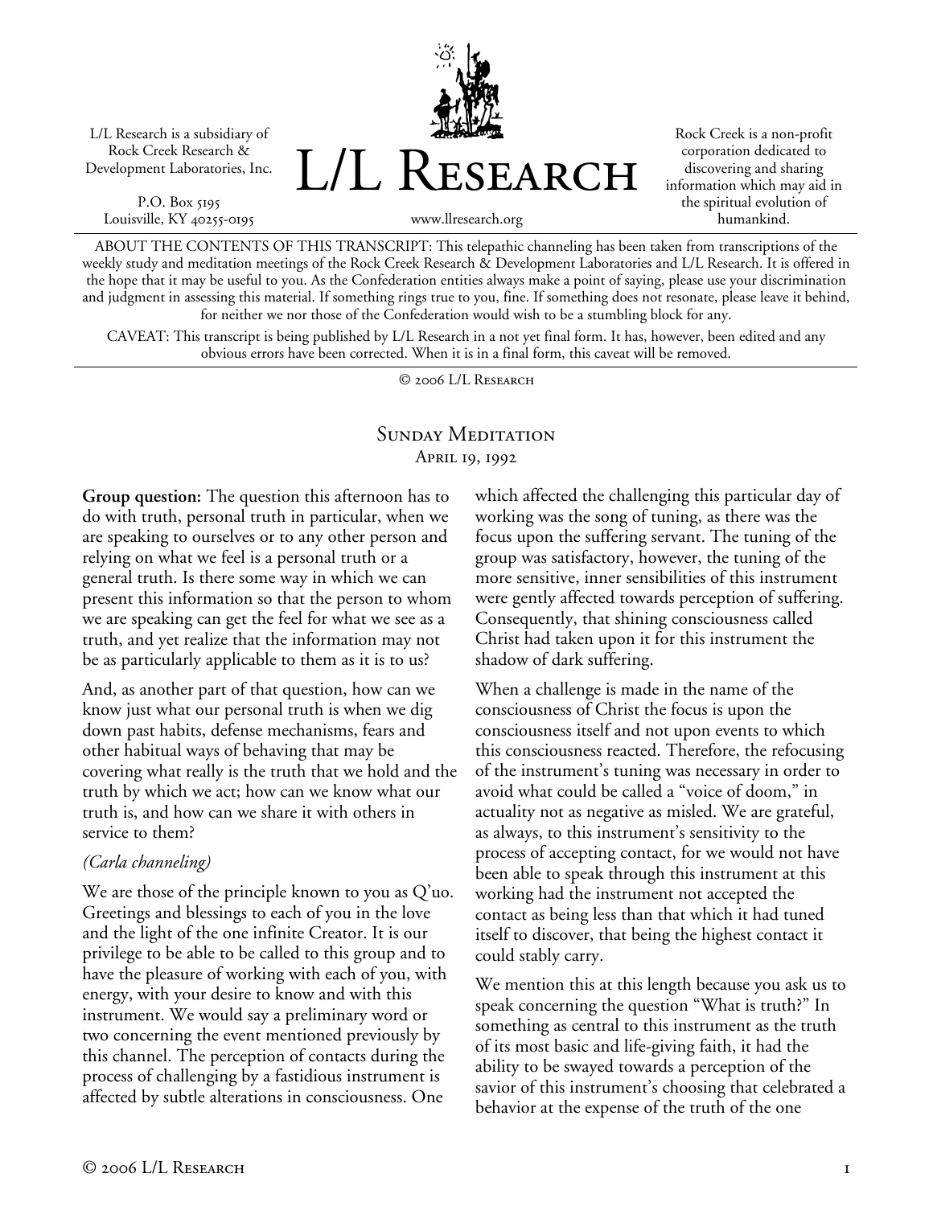L/L Research is a subsidiary of Rock Creek Research & Development Laboratories, Inc.

P.O. Box 5195
Louisville, KY 40255-0195

# L/L Research

www.llresearch.org

Rock Creek is a non-profit corporation dedicated to discovering and sharing information which may aid in the spiritual evolution of humankind.

ABOUT THE CONTENTS OF THIS TRANSCRIPT: This telepathic channeling has been taken from transcriptions of the weekly study and meditation meetings of the Rock Creek Research & Development Laboratories and L/L Research. It is offered in the hope that it may be useful to you. As the Confederation entities always make a point of saying, please use your discrimination and judgment in assessing this material. If something rings true to you, fine. If something does not resonate, please leave it behind, for neither we nor those of the Confederation would wish to be a stumbling block for any.

CAVEAT: This transcript is being published by L/L Research in a not yet final form. It has, however, been edited and any obvious errors have been corrected. When it is in a final form, this caveat will be removed.

© 2006 L/L Research

## Sunday Meditation
### April 19, 1992

**Group question:** The question this afternoon has to do with truth, personal truth in particular, when we are speaking to ourselves or to any other person and relying on what we feel is a personal truth or a general truth. Is there some way in which we can present this information so that the person to whom we are speaking can get the feel for what we see as a truth, and yet realize that the information may not be as particularly applicable to them as it is to us?

And, as another part of that question, how can we know just what our personal truth is when we dig down past habits, defense mechanisms, fears and other habitual ways of behaving that may be covering what really is the truth that we hold and the truth by which we act; how can we know what our truth is, and how can we share it with others in service to them?

*(Carla channeling)*

We are those of the principle known to you as Q'uo. Greetings and blessings to each of you in the love and the light of the one infinite Creator. It is our privilege to be able to be called to this group and to have the pleasure of working with each of you, with energy, with your desire to know and with this instrument. We would say a preliminary word or two concerning the event mentioned previously by this channel. The perception of contacts during the process of challenging by a fastidious instrument is affected by subtle alterations in consciousness. One which affected the challenging this particular day of working was the song of tuning, as there was the focus upon the suffering servant. The tuning of the group was satisfactory, however, the tuning of the more sensitive, inner sensibilities of this instrument were gently affected towards perception of suffering. Consequently, that shining consciousness called Christ had taken upon it for this instrument the shadow of dark suffering.

When a challenge is made in the name of the consciousness of Christ the focus is upon the consciousness itself and not upon events to which this consciousness reacted. Therefore, the refocusing of the instrument's tuning was necessary in order to avoid what could be called a "voice of doom," in actuality not as negative as misled. We are grateful, as always, to this instrument's sensitivity to the process of accepting contact, for we would not have been able to speak through this instrument at this working had the instrument not accepted the contact as being less than that which it had tuned itself to discover, that being the highest contact it could stably carry.

We mention this at this length because you ask us to speak concerning the question "What is truth?" In something as central to this instrument as the truth of its most basic and life-giving faith, it had the ability to be swayed towards a perception of the savior of this instrument's choosing that celebrated a behavior at the expense of the truth of the one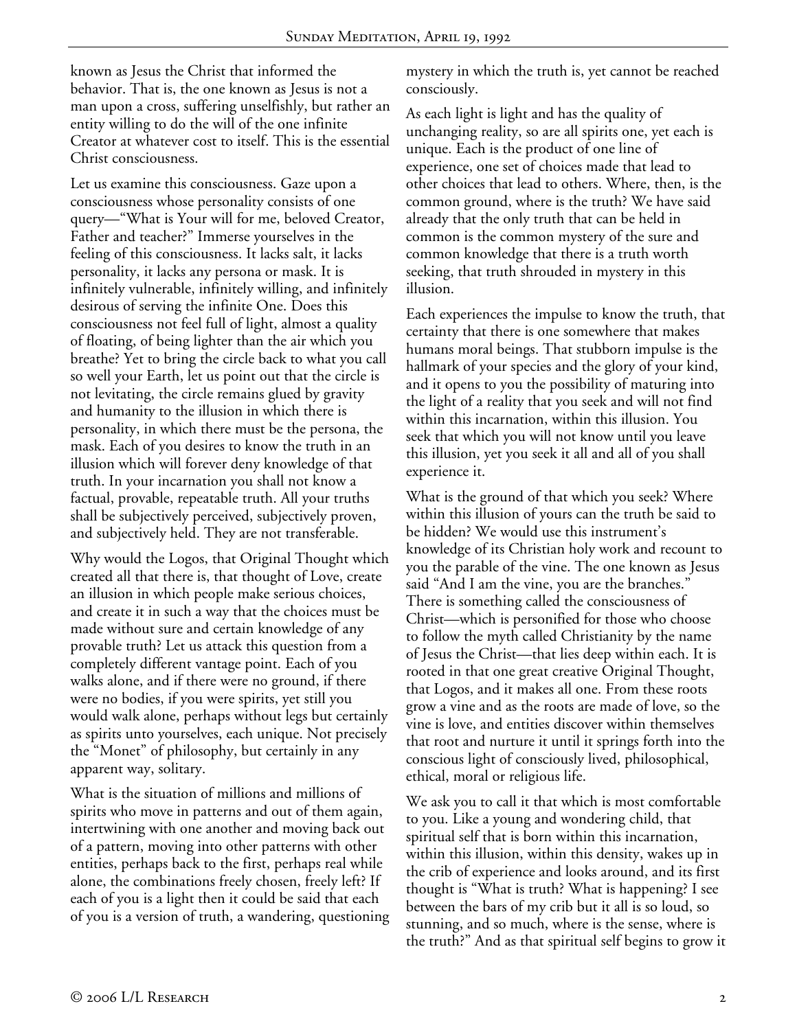known as Jesus the Christ that informed the behavior. That is, the one known as Jesus is not a man upon a cross, suffering unselfishly, but rather an entity willing to do the will of the one infinite Creator at whatever cost to itself. This is the essential Christ consciousness.

Let us examine this consciousness. Gaze upon a consciousness whose personality consists of one query—"What is Your will for me, beloved Creator, Father and teacher?" Immerse yourselves in the feeling of this consciousness. It lacks salt, it lacks personality, it lacks any persona or mask. It is infinitely vulnerable, infinitely willing, and infinitely desirous of serving the infinite One. Does this consciousness not feel full of light, almost a quality of floating, of being lighter than the air which you breathe? Yet to bring the circle back to what you call so well your Earth, let us point out that the circle is not levitating, the circle remains glued by gravity and humanity to the illusion in which there is personality, in which there must be the persona, the mask. Each of you desires to know the truth in an illusion which will forever deny knowledge of that truth. In your incarnation you shall not know a factual, provable, repeatable truth. All your truths shall be subjectively perceived, subjectively proven, and subjectively held. They are not transferable.

Why would the Logos, that Original Thought which created all that there is, that thought of Love, create an illusion in which people make serious choices, and create it in such a way that the choices must be made without sure and certain knowledge of any provable truth? Let us attack this question from a completely different vantage point. Each of you walks alone, and if there were no ground, if there were no bodies, if you were spirits, yet still you would walk alone, perhaps without legs but certainly as spirits unto yourselves, each unique. Not precisely the "Monet" of philosophy, but certainly in any apparent way, solitary.

What is the situation of millions and millions of spirits who move in patterns and out of them again, intertwining with one another and moving back out of a pattern, moving into other patterns with other entities, perhaps back to the first, perhaps real while alone, the combinations freely chosen, freely left? If each of you is a light then it could be said that each of you is a version of truth, a wandering, questioning mystery in which the truth is, yet cannot be reached consciously.

As each light is light and has the quality of unchanging reality, so are all spirits one, yet each is unique. Each is the product of one line of experience, one set of choices made that lead to other choices that lead to others. Where, then, is the common ground, where is the truth? We have said already that the only truth that can be held in common is the common mystery of the sure and common knowledge that there is a truth worth seeking, that truth shrouded in mystery in this illusion.

Each experiences the impulse to know the truth, that certainty that there is one somewhere that makes humans moral beings. That stubborn impulse is the hallmark of your species and the glory of your kind, and it opens to you the possibility of maturing into the light of a reality that you seek and will not find within this incarnation, within this illusion. You seek that which you will not know until you leave this illusion, yet you seek it all and all of you shall experience it.

What is the ground of that which you seek? Where within this illusion of yours can the truth be said to be hidden? We would use this instrument's knowledge of its Christian holy work and recount to you the parable of the vine. The one known as Jesus said "And I am the vine, you are the branches." There is something called the consciousness of Christ—which is personified for those who choose to follow the myth called Christianity by the name of Jesus the Christ—that lies deep within each. It is rooted in that one great creative Original Thought, that Logos, and it makes all one. From these roots grow a vine and as the roots are made of love, so the vine is love, and entities discover within themselves that root and nurture it until it springs forth into the conscious light of consciously lived, philosophical, ethical, moral or religious life.

We ask you to call it that which is most comfortable to you. Like a young and wondering child, that spiritual self that is born within this incarnation, within this illusion, within this density, wakes up in the crib of experience and looks around, and its first thought is "What is truth? What is happening? I see between the bars of my crib but it all is so loud, so stunning, and so much, where is the sense, where is the truth?" And as that spiritual self begins to grow it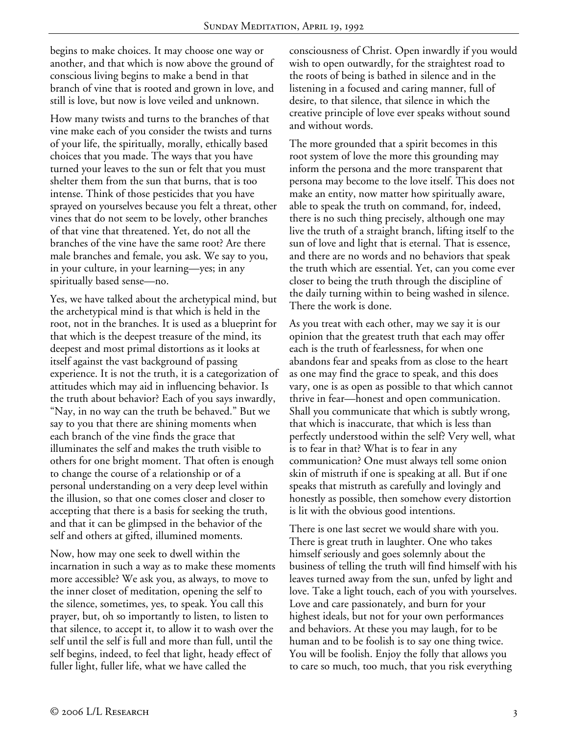begins to make choices. It may choose one way or another, and that which is now above the ground of conscious living begins to make a bend in that branch of vine that is rooted and grown in love, and still is love, but now is love veiled and unknown.

How many twists and turns to the branches of that vine make each of you consider the twists and turns of your life, the spiritually, morally, ethically based choices that you made. The ways that you have turned your leaves to the sun or felt that you must shelter them from the sun that burns, that is too intense. Think of those pesticides that you have sprayed on yourselves because you felt a threat, other vines that do not seem to be lovely, other branches of that vine that threatened. Yet, do not all the branches of the vine have the same root? Are there male branches and female, you ask. We say to you, in your culture, in your learning—yes; in any spiritually based sense—no.

Yes, we have talked about the archetypical mind, but the archetypical mind is that which is held in the root, not in the branches. It is used as a blueprint for that which is the deepest treasure of the mind, its deepest and most primal distortions as it looks at itself against the vast background of passing experience. It is not the truth, it is a categorization of attitudes which may aid in influencing behavior. Is the truth about behavior? Each of you says inwardly, "Nay, in no way can the truth be behaved." But we say to you that there are shining moments when each branch of the vine finds the grace that illuminates the self and makes the truth visible to others for one bright moment. That often is enough to change the course of a relationship or of a personal understanding on a very deep level within the illusion, so that one comes closer and closer to accepting that there is a basis for seeking the truth, and that it can be glimpsed in the behavior of the self and others at gifted, illumined moments.

Now, how may one seek to dwell within the incarnation in such a way as to make these moments more accessible? We ask you, as always, to move to the inner closet of meditation, opening the self to the silence, sometimes, yes, to speak. You call this prayer, but, oh so importantly to listen, to listen to that silence, to accept it, to allow it to wash over the self until the self is full and more than full, until the self begins, indeed, to feel that light, heady effect of fuller light, fuller life, what we have called the consciousness of Christ. Open inwardly if you would wish to open outwardly, for the straightest road to the roots of being is bathed in silence and in the listening in a focused and caring manner, full of desire, to that silence, that silence in which the creative principle of love ever speaks without sound and without words.

The more grounded that a spirit becomes in this root system of love the more this grounding may inform the persona and the more transparent that persona may become to the love itself. This does not make an entity, now matter how spiritually aware, able to speak the truth on command, for, indeed, there is no such thing precisely, although one may live the truth of a straight branch, lifting itself to the sun of love and light that is eternal. That is essence, and there are no words and no behaviors that speak the truth which are essential. Yet, can you come ever closer to being the truth through the discipline of the daily turning within to being washed in silence. There the work is done.

As you treat with each other, may we say it is our opinion that the greatest truth that each may offer each is the truth of fearlessness, for when one abandons fear and speaks from as close to the heart as one may find the grace to speak, and this does vary, one is as open as possible to that which cannot thrive in fear—honest and open communication. Shall you communicate that which is subtly wrong, that which is inaccurate, that which is less than perfectly understood within the self? Very well, what is to fear in that? What is to fear in any communication? One must always tell some onion skin of mistruth if one is speaking at all. But if one speaks that mistruth as carefully and lovingly and honestly as possible, then somehow every distortion is lit with the obvious good intentions.

There is one last secret we would share with you. There is great truth in laughter. One who takes himself seriously and goes solemnly about the business of telling the truth will find himself with his leaves turned away from the sun, unfed by light and love. Take a light touch, each of you with yourselves. Love and care passionately, and burn for your highest ideals, but not for your own performances and behaviors. At these you may laugh, for to be human and to be foolish is to say one thing twice. You will be foolish. Enjoy the folly that allows you to care so much, too much, that you risk everything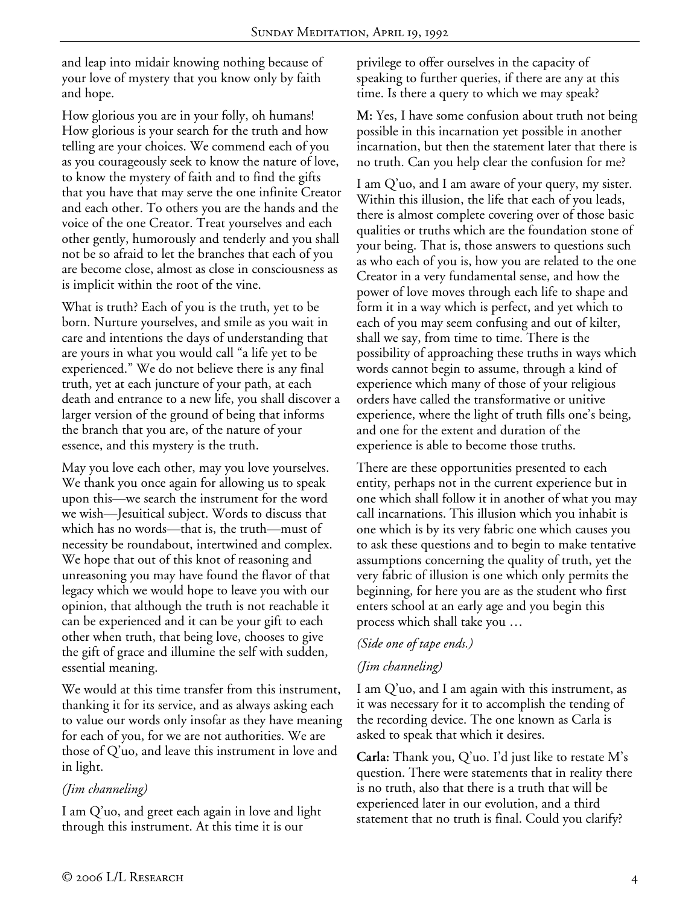and leap into midair knowing nothing because of your love of mystery that you know only by faith and hope.

How glorious you are in your folly, oh humans! How glorious is your search for the truth and how telling are your choices. We commend each of you as you courageously seek to know the nature of love, to know the mystery of faith and to find the gifts that you have that may serve the one infinite Creator and each other. To others you are the hands and the voice of the one Creator. Treat yourselves and each other gently, humorously and tenderly and you shall not be so afraid to let the branches that each of you are become close, almost as close in consciousness as is implicit within the root of the vine.

What is truth? Each of you is the truth, yet to be born. Nurture yourselves, and smile as you wait in care and intentions the days of understanding that are yours in what you would call "a life yet to be experienced." We do not believe there is any final truth, yet at each juncture of your path, at each death and entrance to a new life, you shall discover a larger version of the ground of being that informs the branch that you are, of the nature of your essence, and this mystery is the truth.

May you love each other, may you love yourselves. We thank you once again for allowing us to speak upon this—we search the instrument for the word we wish—Jesuitical subject. Words to discuss that which has no words—that is, the truth—must of necessity be roundabout, intertwined and complex. We hope that out of this knot of reasoning and unreasoning you may have found the flavor of that legacy which we would hope to leave you with our opinion, that although the truth is not reachable it can be experienced and it can be your gift to each other when truth, that being love, chooses to give the gift of grace and illumine the self with sudden, essential meaning.

We would at this time transfer from this instrument, thanking it for its service, and as always asking each to value our words only insofar as they have meaning for each of you, for we are not authorities. We are those of Q'uo, and leave this instrument in love and in light.

*(Jim channeling)*

I am Q'uo, and greet each again in love and light through this instrument. At this time it is our privilege to offer ourselves in the capacity of speaking to further queries, if there are any at this time. Is there a query to which we may speak?

**M:** Yes, I have some confusion about truth not being possible in this incarnation yet possible in another incarnation, but then the statement later that there is no truth. Can you help clear the confusion for me?

I am Q'uo, and I am aware of your query, my sister. Within this illusion, the life that each of you leads, there is almost complete covering over of those basic qualities or truths which are the foundation stone of your being. That is, those answers to questions such as who each of you is, how you are related to the one Creator in a very fundamental sense, and how the power of love moves through each life to shape and form it in a way which is perfect, and yet which to each of you may seem confusing and out of kilter, shall we say, from time to time. There is the possibility of approaching these truths in ways which words cannot begin to assume, through a kind of experience which many of those of your religious orders have called the transformative or unitive experience, where the light of truth fills one's being, and one for the extent and duration of the experience is able to become those truths.

There are these opportunities presented to each entity, perhaps not in the current experience but in one which shall follow it in another of what you may call incarnations. This illusion which you inhabit is one which is by its very fabric one which causes you to ask these questions and to begin to make tentative assumptions concerning the quality of truth, yet the very fabric of illusion is one which only permits the beginning, for here you are as the student who first enters school at an early age and you begin this process which shall take you …

*(Side one of tape ends.)*

*(Jim channeling)*

I am Q'uo, and I am again with this instrument, as it was necessary for it to accomplish the tending of the recording device. The one known as Carla is asked to speak that which it desires.

**Carla:** Thank you, Q'uo. I'd just like to restate M's question. There were statements that in reality there is no truth, also that there is a truth that will be experienced later in our evolution, and a third statement that no truth is final. Could you clarify?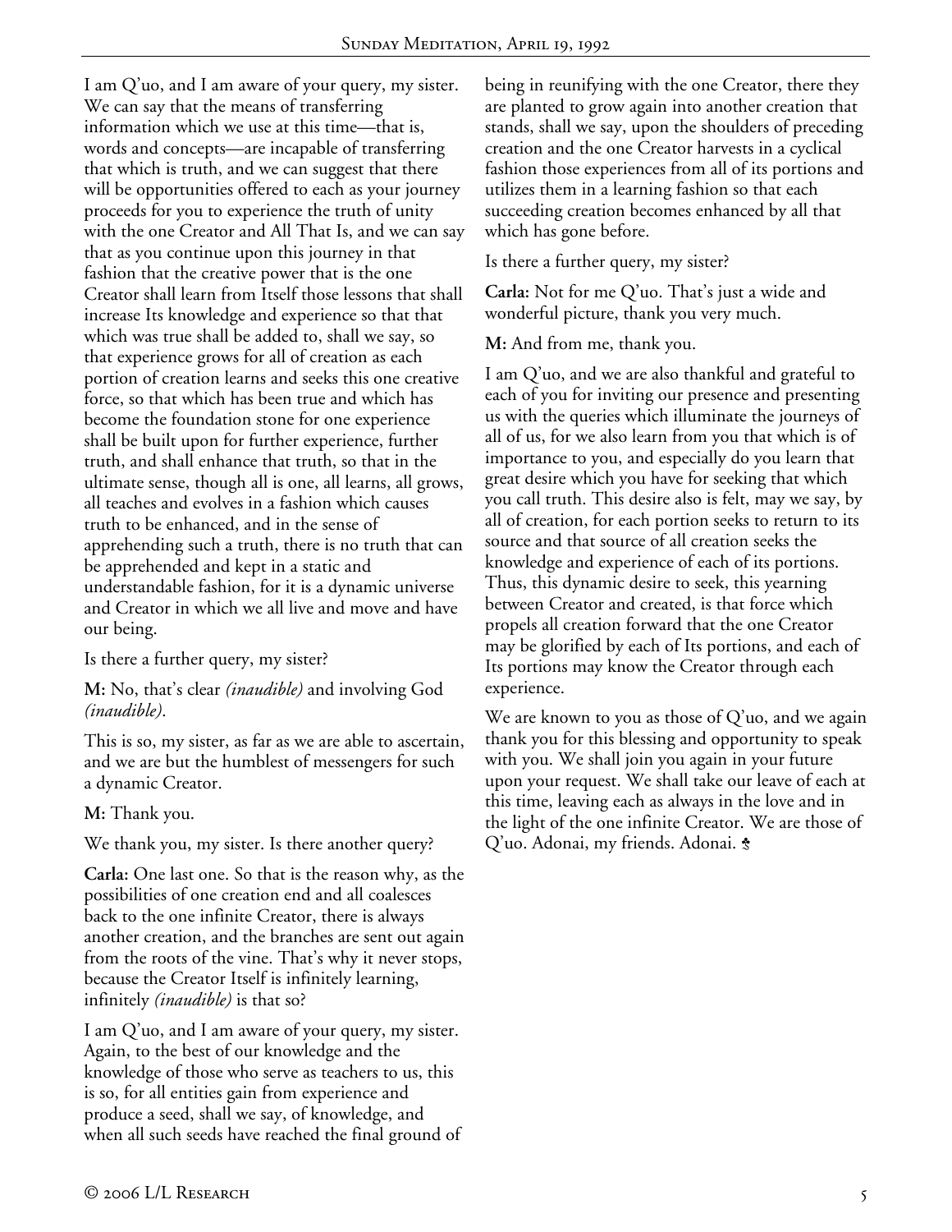I am Q'uo, and I am aware of your query, my sister. We can say that the means of transferring information which we use at this time—that is, words and concepts—are incapable of transferring that which is truth, and we can suggest that there will be opportunities offered to each as your journey proceeds for you to experience the truth of unity with the one Creator and All That Is, and we can say that as you continue upon this journey in that fashion that the creative power that is the one Creator shall learn from Itself those lessons that shall increase Its knowledge and experience so that that which was true shall be added to, shall we say, so that experience grows for all of creation as each portion of creation learns and seeks this one creative force, so that which has been true and which has become the foundation stone for one experience shall be built upon for further experience, further truth, and shall enhance that truth, so that in the ultimate sense, though all is one, all learns, all grows, all teaches and evolves in a fashion which causes truth to be enhanced, and in the sense of apprehending such a truth, there is no truth that can be apprehended and kept in a static and understandable fashion, for it is a dynamic universe and Creator in which we all live and move and have our being.

Is there a further query, my sister?

**M:** No, that's clear *(inaudible)* and involving God *(inaudible)*.

This is so, my sister, as far as we are able to ascertain, and we are but the humblest of messengers for such a dynamic Creator.

**M:** Thank you.

We thank you, my sister. Is there another query?

**Carla:** One last one. So that is the reason why, as the possibilities of one creation end and all coalesces back to the one infinite Creator, there is always another creation, and the branches are sent out again from the roots of the vine. That's why it never stops, because the Creator Itself is infinitely learning, infinitely *(inaudible)* is that so?

I am Q'uo, and I am aware of your query, my sister. Again, to the best of our knowledge and the knowledge of those who serve as teachers to us, this is so, for all entities gain from experience and produce a seed, shall we say, of knowledge, and when all such seeds have reached the final ground of being in reunifying with the one Creator, there they are planted to grow again into another creation that stands, shall we say, upon the shoulders of preceding creation and the one Creator harvests in a cyclical fashion those experiences from all of its portions and utilizes them in a learning fashion so that each succeeding creation becomes enhanced by all that which has gone before.

Is there a further query, my sister?

**Carla:** Not for me Q'uo. That's just a wide and wonderful picture, thank you very much.

**M:** And from me, thank you.

I am Q'uo, and we are also thankful and grateful to each of you for inviting our presence and presenting us with the queries which illuminate the journeys of all of us, for we also learn from you that which is of importance to you, and especially do you learn that great desire which you have for seeking that which you call truth. This desire also is felt, may we say, by all of creation, for each portion seeks to return to its source and that source of all creation seeks the knowledge and experience of each of its portions. Thus, this dynamic desire to seek, this yearning between Creator and created, is that force which propels all creation forward that the one Creator may be glorified by each of Its portions, and each of Its portions may know the Creator through each experience.

We are known to you as those of Q'uo, and we again thank you for this blessing and opportunity to speak with you. We shall join you again in your future upon your request. We shall take our leave of each at this time, leaving each as always in the love and in the light of the one infinite Creator. We are those of Q'uo. Adonai, my friends. Adonai.